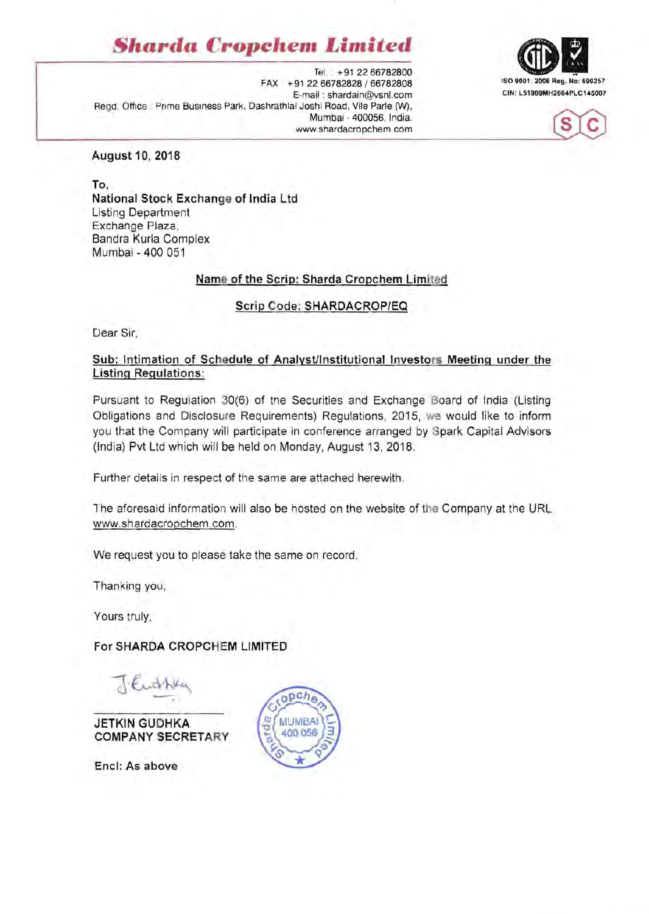# Sharda Cropchem Limited

Tel. : +91 22 66782800
FAX : +91 22 66782828 / 66782808
E-mail : shardain@vsnl.com
Regd. Office : Prime Business Park, Dashrathlal Joshi Road, Vile Parle (W), Mumbai - 400056, India.
www.shardacropchem.com

ISO 9001: 2008 Reg. No: 690257
CIN: L51909MH2004PLC145007

**August 10, 2018**

**To,**
**National Stock Exchange of India Ltd**
Listing Department
Exchange Plaza,
Bandra Kurla Complex
Mumbai - 400 051

**Name of the Scrip: Sharda Cropchem Limited**

**Scrip Code: SHARDACROP/EQ**

Dear Sir,

**Sub: Intimation of Schedule of Analyst/Institutional Investors Meeting under the Listing Regulations:**

Pursuant to Regulation 30(6) of the Securities and Exchange Board of India (Listing Obligations and Disclosure Requirements) Regulations, 2015, we would like to inform you that the Company will participate in conference arranged by Spark Capital Advisors (India) Pvt Ltd which will be held on Monday, August 13, 2018.

Further details in respect of the same are attached herewith.

The aforesaid information will also be hosted on the website of the Company at the URL www.shardacropchem.com.

We request you to please take the same on record.

Thanking you,

Yours truly,

**For SHARDA CROPCHEM LIMITED**

**JETKIN GUDHKA**
**COMPANY SECRETARY**

**Encl: As above**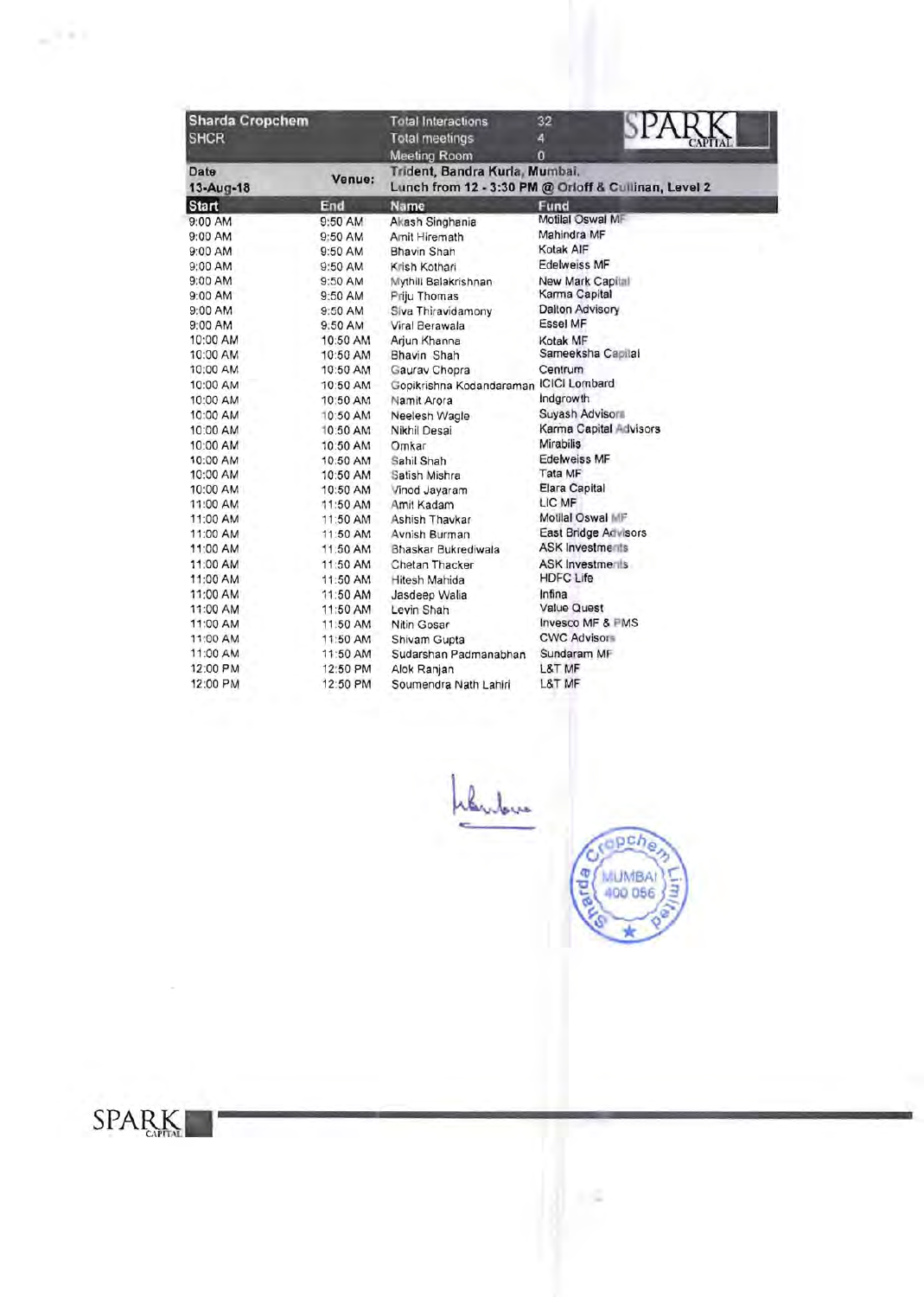| Sharda Cropchem | | Total Interactions | 32 |
|---|---|---|---|
| SHCR | | Total meetings | 4 |
| | | Meeting Room | 0 |
| **Date** | **Venue:** | **Trident, Bandra Kurla, Mumbai.** | |
| **13-Aug-18** | | **Lunch from 12 - 3:30 PM @ Orloff & Cullinan, Level 2** | |

| Start | End | Name | Fund |
|---|---|---|---|
| 9:00 AM | 9:50 AM | Akash Singhania | Motilal Oswal MF |
| 9:00 AM | 9:50 AM | Amit Hiremath | Mahindra MF |
| 9:00 AM | 9:50 AM | Bhavin Shah | Kotak AIF |
| 9:00 AM | 9:50 AM | Krish Kothari | Edelweiss MF |
| 9:00 AM | 9:50 AM | Mythili Balakrishnan | New Mark Capital |
| 9:00 AM | 9:50 AM | Priju Thomas | Karma Capital |
| 9:00 AM | 9:50 AM | Siva Thiravidamony | Dalton Advisory |
| 9:00 AM | 9:50 AM | Viral Berawala | Essel MF |
| 10:00 AM | 10:50 AM | Arjun Khanna | Kotak MF |
| 10:00 AM | 10:50 AM | Bhavin Shah | Sameeksha Capital |
| 10:00 AM | 10:50 AM | Gaurav Chopra | Centrum |
| 10:00 AM | 10:50 AM | Gopikrishna Kodandaraman | ICICI Lombard |
| 10:00 AM | 10:50 AM | Namit Arora | Indgrowth |
| 10:00 AM | 10:50 AM | Neelesh Wagle | Suyash Advisors |
| 10:00 AM | 10:50 AM | Nikhil Desai | Karma Capital Advisors |
| 10:00 AM | 10:50 AM | Omkar | Mirabilis |
| 10:00 AM | 10:50 AM | Sahil Shah | Edelweiss MF |
| 10:00 AM | 10:50 AM | Satish Mishra | Tata MF |
| 10:00 AM | 10:50 AM | Vinod Jayaram | Elara Capital |
| 11:00 AM | 11:50 AM | Amit Kadam | LIC MF |
| 11:00 AM | 11:50 AM | Ashish Thavkar | Motilal Oswal MF |
| 11:00 AM | 11:50 AM | Avnish Burman | East Bridge Advisors |
| 11:00 AM | 11:50 AM | Bhaskar Bukrediwala | ASK Investments |
| 11:00 AM | 11:50 AM | Chetan Thacker | ASK Investments |
| 11:00 AM | 11:50 AM | Hitesh Mahida | HDFC Life |
| 11:00 AM | 11:50 AM | Jasdeep Walia | Infina |
| 11:00 AM | 11:50 AM | Levin Shah | Value Quest |
| 11:00 AM | 11:50 AM | Nitin Gosar | Invesco MF & PMS |
| 11:00 AM | 11:50 AM | Shivam Gupta | CWC Advisors |
| 11:00 AM | 11:50 AM | Sudarshan Padmanabhan | Sundaram MF |
| 12:00 PM | 12:50 PM | Alok Ranjan | L&T MF |
| 12:00 PM | 12:50 PM | Soumendra Nath Lahiri | L&T MF |

Sharda Cropchem Limited
MUMBAI 400 056